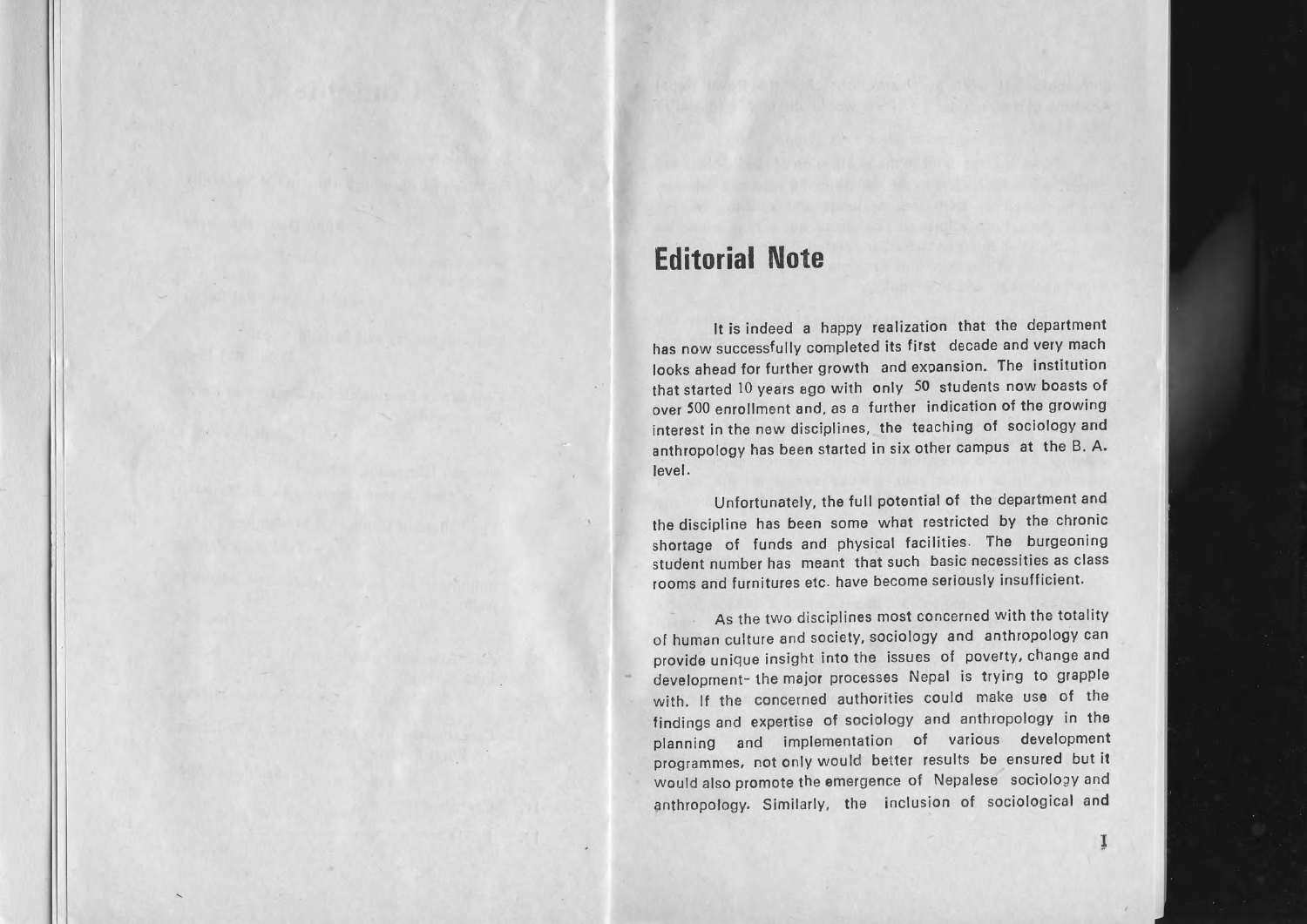# Editorial Note

It is indeed a happy realization that the department has now successfully completed its first decade and very mach looks ahead for further growth and expansion. The institution that started 10 years ego with only 50 students now boasts of over 500 enrollment and, as a further indication of the growing interest in the new disciplines, the teaching of sociology and anthropology has been started in six other campus at the B. A. level.

Unfortunately, the full potential of the department and the discipline has been some what restricted by the chronic shortage of funds and physical facilities. The burgeoning student number has meant that such basic necessities as class rooms and furnitures etc. have become seriously insufficient.

As the two disciplines most concerned with the totality of human culture and society, sociology and anthropology can provide unique insight into the issues of poverty, change and development- the major processes Nepal is trying to grapple with. If the concerned authorities could make use of the findings and expertise of sociology and anthropology in the planning and implementation of various development programmes, not only would better results be ensured but it would also promote the emergence of Nepalese sociology and anthropology. Similarly, the inclusion of sociological and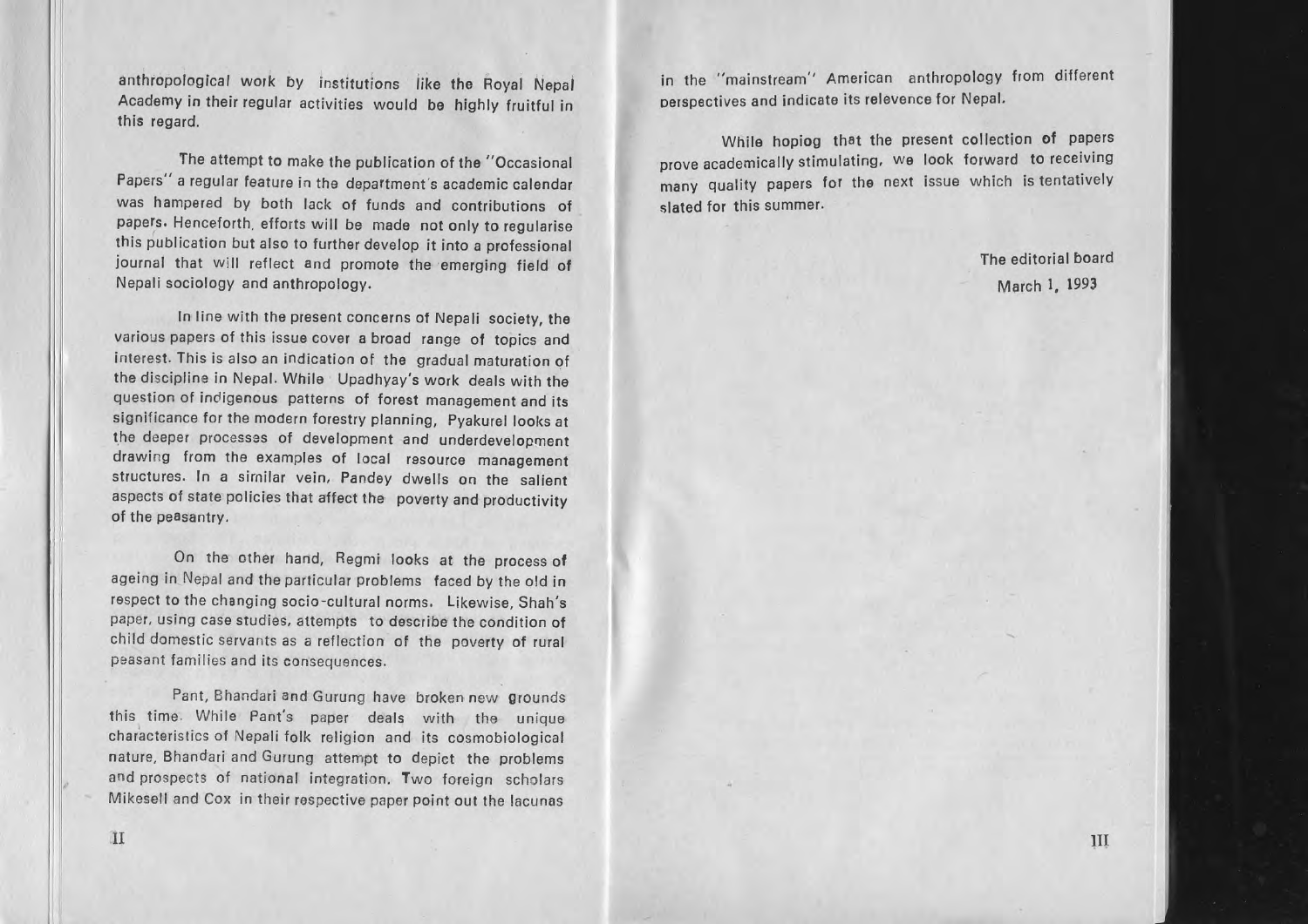anthropological work by institutions like the Royal Nepal Academy in their regular activities would be highly fruitful in this regard.

The attempt to make the publication of the "Occasional Papers" a regular feature in the department's academic calendar was hampered by both lack of funds and contributions of papers. Henceforth, efforts will be made not only to regularise this publication but also to further develop it into a professional journal that will reflect and promote the emerging field of Nepali sociology and anthropology.

In line with the present concerns of Nepali society, the various papers of this issue cover a broad range of topics and interest. This is also an indication of the gradual maturation of the discipline in Nepal. While Upadhyay's work deals with the question of indigenous patterns of forest management and its significance for the modern forestry planning, Pyakurel looks at the deeper processes of development and underdevelopment drawing from the examples of local resource management structures. In a similar vein, Pandey dwells on the salient aspects of state policies that affect the poverty and productivity of the peasantry.

On the other hand, Regmi looks at the process of ageing in Nepal and the particular problems faced by the old in respect to the changing socio-cultural norms. Likewise, Shah's paper, using case studies, attempts to describe the condition of child domestic servants as a reflection of the poverty of rural peasant families and its consequences.

Pant, Bhandari and Gurung have broken new grounds this time. While Pant's paper deals with the unique characteristics of Nepali folk religion and its cosmobiological nature, Bhandari and Gurung attempt to depict the problems and prospects of national integration. Two foreign scholars Mikesell and Cox in their respective paper point out the lacunas in the "mainstream" American anthropology from different perspectives and indicate its relevence for Nepal.

While hopiog that the present collection of papers prove academically stimulating, we look forward to receiving many quality papers for the next issue which is tentatively slated for this summer.

The editorial board

March 1, 1993